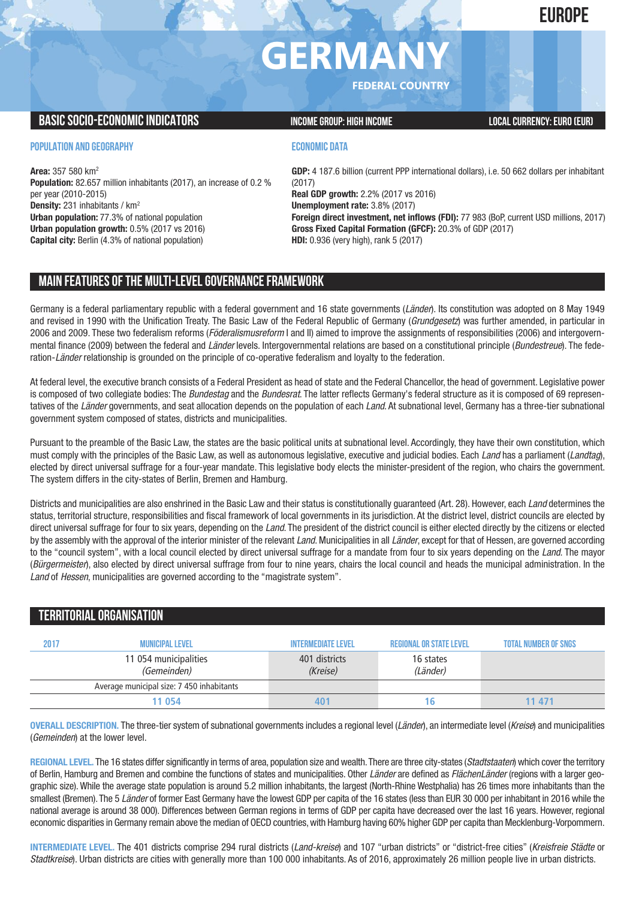# EUROPE

# GERMANY

**FEDERAL COUNTRY**

## BASIC SOCIO-ECONOMIC INDICATORS

**INCOME GROUP: HIGH INCOME**

**LOCAL CURRENCY: EURO (EUR)**

### POPULATION AND GEOGRAPHY

**Area:** 357 580 km²
**Population:** 82.657 million inhabitants (2017), an increase of 0.2 % per year (2010-2015)
**Density:** 231 inhabitants / km²
**Urban population:** 77.3% of national population
**Urban population growth:** 0.5% (2017 vs 2016)
**Capital city:** Berlin (4.3% of national population)

### ECONOMIC DATA

**GDP:** 4 187.6 billion (current PPP international dollars), i.e. 50 662 dollars per inhabitant (2017)
**Real GDP growth:** 2.2% (2017 vs 2016)
**Unemployment rate:** 3.8% (2017)
**Foreign direct investment, net inflows (FDI):** 77 983 (BoP, current USD millions, 2017)
**Gross Fixed Capital Formation (GFCF):** 20.3% of GDP (2017)
**HDI:** 0.936 (very high), rank 5 (2017)

## MAIN FEATURES OF THE MULTI-LEVEL GOVERNANCE FRAMEWORK

Germany is a federal parliamentary republic with a federal government and 16 state governments (*Länder*). Its constitution was adopted on 8 May 1949 and revised in 1990 with the Unification Treaty. The Basic Law of the Federal Republic of Germany (*Grundgesetz*) was further amended, in particular in 2006 and 2009. These two federalism reforms (*Föderalismusreform* I and II) aimed to improve the assignments of responsibilities (2006) and intergovernmental finance (2009) between the federal and *Länder* levels. Intergovernmental relations are based on a constitutional principle (*Bundestreue*). The federation-*Länder* relationship is grounded on the principle of co-operative federalism and loyalty to the federation.

At federal level, the executive branch consists of a Federal President as head of state and the Federal Chancellor, the head of government. Legislative power is composed of two collegiate bodies: The *Bundestag* and the *Bundesrat*. The latter reflects Germany's federal structure as it is composed of 69 representatives of the *Länder* governments, and seat allocation depends on the population of each *Land*. At subnational level, Germany has a three-tier subnational government system composed of states, districts and municipalities.

Pursuant to the preamble of the Basic Law, the states are the basic political units at subnational level. Accordingly, they have their own constitution, which must comply with the principles of the Basic Law, as well as autonomous legislative, executive and judicial bodies. Each *Land* has a parliament (*Landtag*), elected by direct universal suffrage for a four-year mandate. This legislative body elects the minister-president of the region, who chairs the government. The system differs in the city-states of Berlin, Bremen and Hamburg.

Districts and municipalities are also enshrined in the Basic Law and their status is constitutionally guaranteed (Art. 28). However, each *Land* determines the status, territorial structure, responsibilities and fiscal framework of local governments in its jurisdiction. At the district level, district councils are elected by direct universal suffrage for four to six years, depending on the *Land*. The president of the district council is either elected directly by the citizens or elected by the assembly with the approval of the interior minister of the relevant *Land*. Municipalities in all *Länder*, except for that of Hessen, are governed according to the "council system", with a local council elected by direct universal suffrage for a mandate from four to six years depending on the *Land*. The mayor (*Bürgermeister*), also elected by direct universal suffrage from four to nine years, chairs the local council and heads the municipal administration. In the *Land* of *Hessen*, municipalities are governed according to the "magistrate system".

## TERRITORIAL ORGANISATION

| 2017 | MUNICIPAL LEVEL | INTERMEDIATE LEVEL | REGIONAL OR STATE LEVEL | TOTAL NUMBER OF SNGS |
|---|---|---|---|---|
| | 11 054 municipalities *(Gemeinden)* | 401 districts *(Kreise)* | 16 states *(Länder)* | |
| | Average municipal size: 7 450 inhabitants | | | |
| | 11 054 | 401 | 16 | 11 471 |

**OVERALL DESCRIPTION.** The three-tier system of subnational governments includes a regional level (*Länder*), an intermediate level (*Kreise*) and municipalities (*Gemeinden*) at the lower level.

**REGIONAL LEVEL.** The 16 states differ significantly in terms of area, population size and wealth. There are three city-states (*Stadtstaaten*) which cover the territory of Berlin, Hamburg and Bremen and combine the functions of states and municipalities. Other *Länder* are defined as *FlächenLänder* (regions with a larger geographic size). While the average state population is around 5.2 million inhabitants, the largest (North-Rhine Westphalia) has 26 times more inhabitants than the smallest (Bremen). The 5 *Länder* of former East Germany have the lowest GDP per capita of the 16 states (less than EUR 30 000 per inhabitant in 2016 while the national average is around 38 000). Differences between German regions in terms of GDP per capita have decreased over the last 16 years. However, regional economic disparities in Germany remain above the median of OECD countries, with Hamburg having 90% higher GDP per capita than Mecklenburg-Vorpommern.

**INTERMEDIATE LEVEL.** The 401 districts comprise 294 rural districts (*Land-kreise*) and 107 "urban districts" or "district-free cities" (*Kreisfreie Städte* or *Stadtkreise*). Urban districts are cities with generally more than 100 000 inhabitants. As of 2016, approximately 26 million people live in urban districts.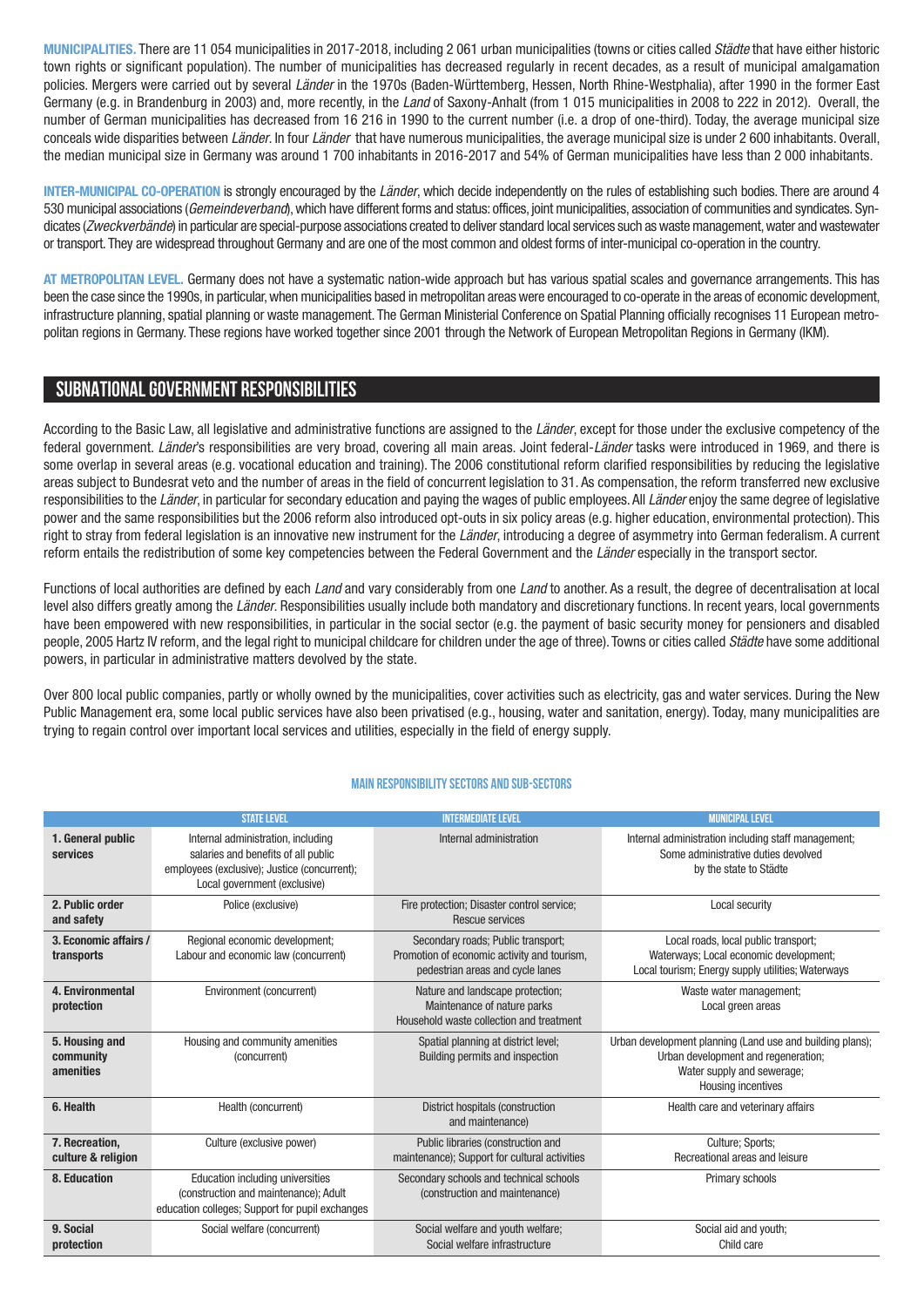**MUNICIPALITIES.** There are 11 054 municipalities in 2017-2018, including 2 061 urban municipalities (towns or cities called *Städte* that have either historic town rights or significant population). The number of municipalities has decreased regularly in recent decades, as a result of municipal amalgamation policies. Mergers were carried out by several *Länder* in the 1970s (Baden-Württemberg, Hessen, North Rhine-Westphalia), after 1990 in the former East Germany (e.g. in Brandenburg in 2003) and, more recently, in the *Land* of Saxony-Anhalt (from 1 015 municipalities in 2008 to 222 in 2012). Overall, the number of German municipalities has decreased from 16 216 in 1990 to the current number (i.e. a drop of one-third). Today, the average municipal size conceals wide disparities between *Länder*. In four *Länder* that have numerous municipalities, the average municipal size is under 2 600 inhabitants. Overall, the median municipal size in Germany was around 1 700 inhabitants in 2016-2017 and 54% of German municipalities have less than 2 000 inhabitants.

**INTER-MUNICIPAL CO-OPERATION** is strongly encouraged by the *Länder*, which decide independently on the rules of establishing such bodies. There are around 4 530 municipal associations (*Gemeindeverband*), which have different forms and status: offices, joint municipalities, association of communities and syndicates. Syndicates (*Zweckverbände*) in particular are special-purpose associations created to deliver standard local services such as waste management, water and wastewater or transport. They are widespread throughout Germany and are one of the most common and oldest forms of inter-municipal co-operation in the country.

**AT METROPOLITAN LEVEL.** Germany does not have a systematic nation-wide approach but has various spatial scales and governance arrangements. This has been the case since the 1990s, in particular, when municipalities based in metropolitan areas were encouraged to co-operate in the areas of economic development, infrastructure planning, spatial planning or waste management. The German Ministerial Conference on Spatial Planning officially recognises 11 European metropolitan regions in Germany. These regions have worked together since 2001 through the Network of European Metropolitan Regions in Germany (IKM).

## SUBNATIONAL GOVERNMENT RESPONSIBILITIES

According to the Basic Law, all legislative and administrative functions are assigned to the *Länder*, except for those under the exclusive competency of the federal government. *Länder*'s responsibilities are very broad, covering all main areas. Joint federal-*Länder* tasks were introduced in 1969, and there is some overlap in several areas (e.g. vocational education and training). The 2006 constitutional reform clarified responsibilities by reducing the legislative areas subject to Bundesrat veto and the number of areas in the field of concurrent legislation to 31. As compensation, the reform transferred new exclusive responsibilities to the *Länder*, in particular for secondary education and paying the wages of public employees. All *Länder* enjoy the same degree of legislative power and the same responsibilities but the 2006 reform also introduced opt-outs in six policy areas (e.g. higher education, environmental protection). This right to stray from federal legislation is an innovative new instrument for the *Länder*, introducing a degree of asymmetry into German federalism. A current reform entails the redistribution of some key competencies between the Federal Government and the *Länder* especially in the transport sector.

Functions of local authorities are defined by each *Land* and vary considerably from one *Land* to another. As a result, the degree of decentralisation at local level also differs greatly among the *Länder*. Responsibilities usually include both mandatory and discretionary functions. In recent years, local governments have been empowered with new responsibilities, in particular in the social sector (e.g. the payment of basic security money for pensioners and disabled people, 2005 Hartz IV reform, and the legal right to municipal childcare for children under the age of three). Towns or cities called *Städte* have some additional powers, in particular in administrative matters devolved by the state.

Over 800 local public companies, partly or wholly owned by the municipalities, cover activities such as electricity, gas and water services. During the New Public Management era, some local public services have also been privatised (e.g., housing, water and sanitation, energy). Today, many municipalities are trying to regain control over important local services and utilities, especially in the field of energy supply.

### MAIN RESPONSIBILITY SECTORS AND SUB-SECTORS

| | STATE LEVEL | INTERMEDIATE LEVEL | MUNICIPAL LEVEL |
|---|---|---|---|
| **1. General public services** | Internal administration, including salaries and benefits of all public employees (exclusive); Justice (concurrent); Local government (exclusive) | Internal administration | Internal administration including staff management; Some administrative duties devolved by the state to Städte |
| **2. Public order and safety** | Police (exclusive) | Fire protection; Disaster control service; Rescue services | Local security |
| **3. Economic affairs / transports** | Regional economic development; Labour and economic law (concurrent) | Secondary roads; Public transport; Promotion of economic activity and tourism, pedestrian areas and cycle lanes | Local roads, local public transport; Waterways; Local economic development; Local tourism; Energy supply utilities; Waterways |
| **4. Environmental protection** | Environment (concurrent) | Nature and landscape protection; Maintenance of nature parks Household waste collection and treatment | Waste water management; Local green areas |
| **5. Housing and community amenities** | Housing and community amenities (concurrent) | Spatial planning at district level; Building permits and inspection | Urban development planning (Land use and building plans); Urban development and regeneration; Water supply and sewerage; Housing incentives |
| **6. Health** | Health (concurrent) | District hospitals (construction and maintenance) | Health care and veterinary affairs |
| **7. Recreation, culture & religion** | Culture (exclusive power) | Public libraries (construction and maintenance); Support for cultural activities | Culture; Sports; Recreational areas and leisure |
| **8. Education** | Education including universities (construction and maintenance); Adult education colleges; Support for pupil exchanges | Secondary schools and technical schools (construction and maintenance) | Primary schools |
| **9. Social protection** | Social welfare (concurrent) | Social welfare and youth welfare; Social welfare infrastructure | Social aid and youth; Child care |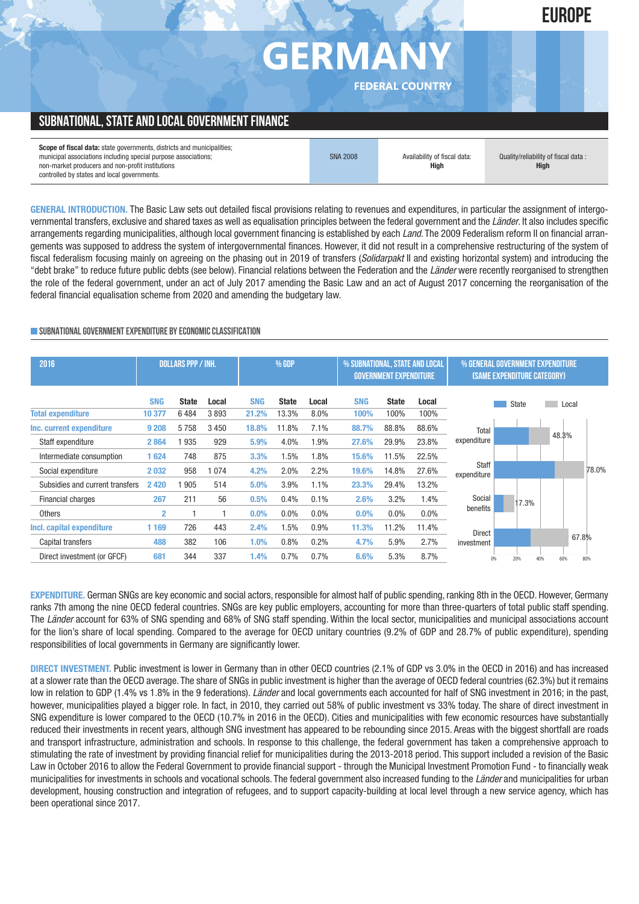EUROPE

# GERMANY

FEDERAL COUNTRY

## SUBNATIONAL, STATE AND LOCAL GOVERNMENT FINANCE

| **Scope of fiscal data:** state governments, districts and municipalities; municipal associations including special purpose associations; non-market producers and non-profit institutions controlled by states and local governments. | SNA 2008 | Availability of fiscal data: **High** | Quality/reliability of fiscal data : **High** |
|---|---|---|---|

**GENERAL INTRODUCTION.** The Basic Law sets out detailed fiscal provisions relating to revenues and expenditures, in particular the assignment of intergovernmental transfers, exclusive and shared taxes as well as equalisation principles between the federal government and the *Länder*. It also includes specific arrangements regarding municipalities, although local government financing is established by each *Land*. The 2009 Federalism reform II on financial arrangements was supposed to address the system of intergovernmental finances. However, it did not result in a comprehensive restructuring of the system of fiscal federalism focusing mainly on agreeing on the phasing out in 2019 of transfers (*Solidarpakt* II and existing horizontal system) and introducing the "debt brake" to reduce future public debts (see below). Financial relations between the Federation and the *Länder* were recently reorganised to strengthen the role of the federal government, under an act of July 2017 amending the Basic Law and an act of August 2017 concerning the reorganisation of the federal financial equalisation scheme from 2020 and amending the budgetary law.

### SUBNATIONAL GOVERNMENT EXPENDITURE BY ECONOMIC CLASSIFICATION

| 2016 | DOLLARS PPP / INH. | | | % GDP | | | % SUBNATIONAL, STATE AND LOCAL GOVERNMENT EXPENDITURE | | |
|---|---|---|---|---|---|---|---|---|---|
| | SNG | State | Local | SNG | State | Local | SNG | State | Local |
| **Total expenditure** | 10 377 | 6 484 | 3 893 | 21.2% | 13.3% | 8.0% | 100% | 100% | 100% |
| **Inc. current expenditure** | 9 208 | 5 758 | 3 450 | 18.8% | 11.8% | 7.1% | 88.7% | 88.8% | 88.6% |
| Staff expenditure | 2 864 | 1 935 | 929 | 5.9% | 4.0% | 1.9% | 27.6% | 29.9% | 23.8% |
| Intermediate consumption | 1 624 | 748 | 875 | 3.3% | 1.5% | 1.8% | 15.6% | 11.5% | 22.5% |
| Social expenditure | 2 032 | 958 | 1 074 | 4.2% | 2.0% | 2.2% | 19.6% | 14.8% | 27.6% |
| Subsidies and current transfers | 2 420 | 1 905 | 514 | 5.0% | 3.9% | 1.1% | 23.3% | 29.4% | 13.2% |
| Financial charges | 267 | 211 | 56 | 0.5% | 0.4% | 0.1% | 2.6% | 3.2% | 1.4% |
| Others | 2 | 1 | 1 | 0.0% | 0.0% | 0.0% | 0.0% | 0.0% | 0.0% |
| **Incl. capital expenditure** | 1 169 | 726 | 443 | 2.4% | 1.5% | 0.9% | 11.3% | 11.2% | 11.4% |
| Capital transfers | 488 | 382 | 106 | 1.0% | 0.8% | 0.2% | 4.7% | 5.9% | 2.7% |
| Direct investment (or GFCF) | 681 | 344 | 337 | 1.4% | 0.7% | 0.7% | 6.6% | 5.3% | 8.7% |

% GENERAL GOVERNMENT EXPENDITURE (SAME EXPENDITURE CATEGORY)

| | State / Local (total) |
|---|---|
| Total expenditure | 48.3% |
| Staff expenditure | 78.0% |
| Social benefits | 17.3% |
| Direct investment | 67.8% |

**EXPENDITURE.** German SNGs are key economic and social actors, responsible for almost half of public spending, ranking 8th in the OECD. However, Germany ranks 7th among the nine OECD federal countries. SNGs are key public employers, accounting for more than three-quarters of total public staff spending. The *Länder* account for 63% of SNG spending and 68% of SNG staff spending. Within the local sector, municipalities and municipal associations account for the lion's share of local spending. Compared to the average for OECD unitary countries (9.2% of GDP and 28.7% of public expenditure), spending responsibilities of local governments in Germany are significantly lower.

**DIRECT INVESTMENT.** Public investment is lower in Germany than in other OECD countries (2.1% of GDP vs 3.0% in the OECD in 2016) and has increased at a slower rate than the OECD average. The share of SNGs in public investment is higher than the average of OECD federal countries (62.3%) but it remains low in relation to GDP (1.4% vs 1.8% in the 9 federations). *Länder* and local governments each accounted for half of SNG investment in 2016; in the past, however, municipalities played a bigger role. In fact, in 2010, they carried out 58% of public investment vs 33% today. The share of direct investment in SNG expenditure is lower compared to the OECD (10.7% in 2016 in the OECD). Cities and municipalities with few economic resources have substantially reduced their investments in recent years, although SNG investment has appeared to be rebounding since 2015. Areas with the biggest shortfall are roads and transport infrastructure, administration and schools. In response to this challenge, the federal government has taken a comprehensive approach to stimulating the rate of investment by providing financial relief for municipalities during the 2013-2018 period. This support included a revision of the Basic Law in October 2016 to allow the Federal Government to provide financial support - through the Municipal Investment Promotion Fund - to financially weak municipalities for investments in schools and vocational schools. The federal government also increased funding to the *Länder* and municipalities for urban development, housing construction and integration of refugees, and to support capacity-building at local level through a new service agency, which has been operational since 2017.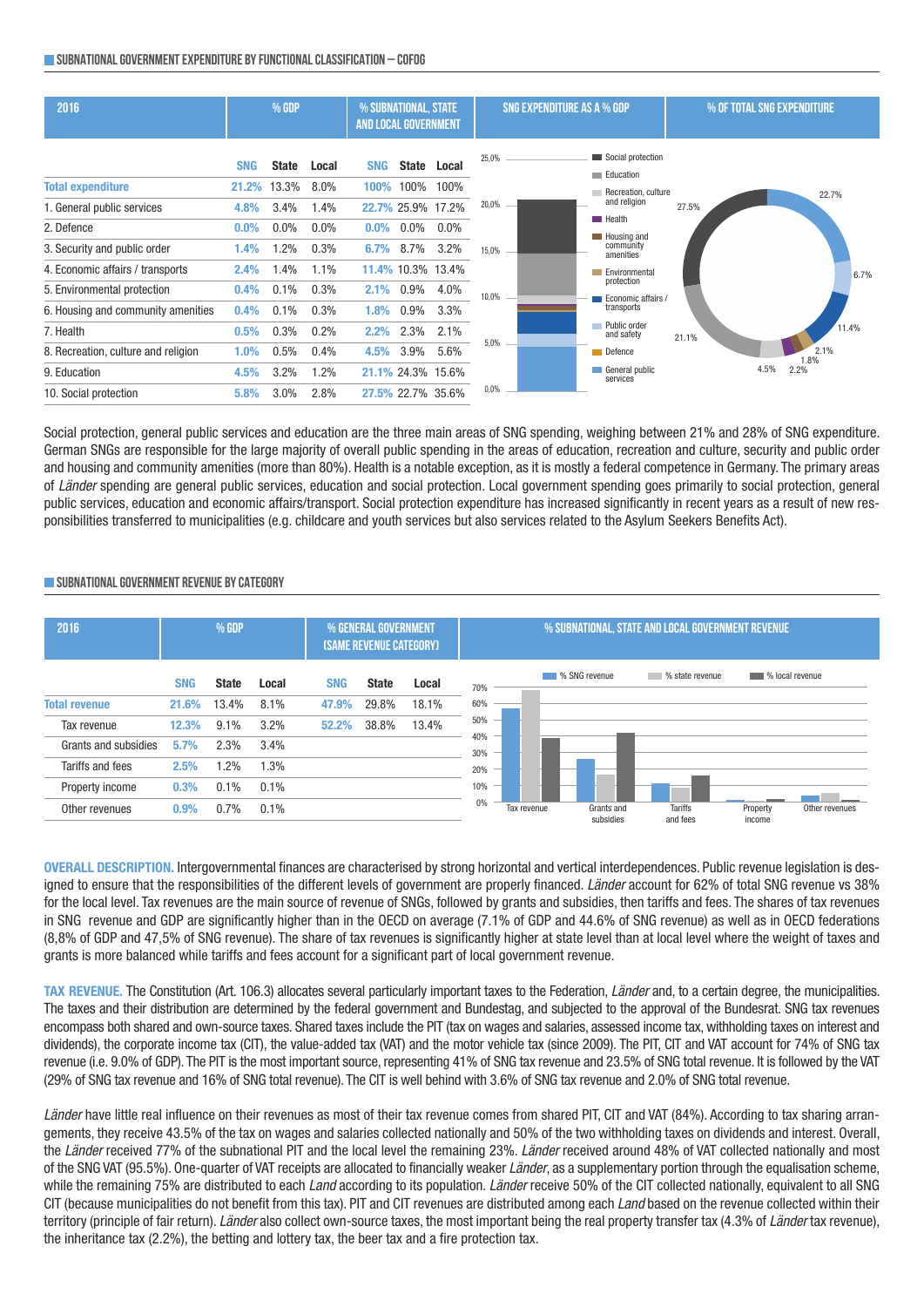## SUBNATIONAL GOVERNMENT EXPENDITURE BY FUNCTIONAL CLASSIFICATION – COFOG

| 2016 | % GDP | | | % SUBNATIONAL, STATE AND LOCAL GOVERNMENT | | |
|---|---|---|---|---|---|---|
| | SNG | State | Local | SNG | State | Local |
| **Total expenditure** | 21.2% | 13.3% | 8.0% | 100% | 100% | 100% |
| 1. General public services | 4.8% | 3.4% | 1.4% | 22.7% | 25.9% | 17.2% |
| 2. Defence | 0.0% | 0.0% | 0.0% | 0.0% | 0.0% | 0.0% |
| 3. Security and public order | 1.4% | 1.2% | 0.3% | 6.7% | 8.7% | 3.2% |
| 4. Economic affairs / transports | 2.4% | 1.4% | 1.1% | 11.4% | 10.3% | 13.4% |
| 5. Environmental protection | 0.4% | 0.1% | 0.3% | 2.1% | 0.9% | 4.0% |
| 6. Housing and community amenities | 0.4% | 0.1% | 0.3% | 1.8% | 0.9% | 3.3% |
| 7. Health | 0.5% | 0.3% | 0.2% | 2.2% | 2.3% | 2.1% |
| 8. Recreation, culture and religion | 1.0% | 0.5% | 0.4% | 4.5% | 3.9% | 5.6% |
| 9. Education | 4.5% | 3.2% | 1.2% | 21.1% | 24.3% | 15.6% |
| 10. Social protection | 5.8% | 3.0% | 2.8% | 27.5% | 22.7% | 35.6% |

Social protection, general public services and education are the three main areas of SNG spending, weighing between 21% and 28% of SNG expenditure. German SNGs are responsible for the large majority of overall public spending in the areas of education, recreation and culture, security and public order and housing and community amenities (more than 80%). Health is a notable exception, as it is mostly a federal competence in Germany. The primary areas of *Länder* spending are general public services, education and social protection. Local government spending goes primarily to social protection, general public services, education and economic affairs/transport. Social protection expenditure has increased significantly in recent years as a result of new responsibilities transferred to municipalities (e.g. childcare and youth services but also services related to the Asylum Seekers Benefits Act).

## SUBNATIONAL GOVERNMENT REVENUE BY CATEGORY

| 2016 | % GDP | | | % GENERAL GOVERNMENT (SAME REVENUE CATEGORY) | | |
|---|---|---|---|---|---|---|
| | SNG | State | Local | SNG | State | Local |
| **Total revenue** | 21.6% | 13.4% | 8.1% | 47.9% | 29.8% | 18.1% |
| Tax revenue | 12.3% | 9.1% | 3.2% | 52.2% | 38.8% | 13.4% |
| Grants and subsidies | 5.7% | 2.3% | 3.4% | | | |
| Tariffs and fees | 2.5% | 1.2% | 1.3% | | | |
| Property income | 0.3% | 0.1% | 0.1% | | | |
| Other revenues | 0.9% | 0.7% | 0.1% | | | |

**OVERALL DESCRIPTION.** Intergovernmental finances are characterised by strong horizontal and vertical interdependences. Public revenue legislation is designed to ensure that the responsibilities of the different levels of government are properly financed. *Länder* account for 62% of total SNG revenue vs 38% for the local level. Tax revenues are the main source of revenue of SNGs, followed by grants and subsidies, then tariffs and fees. The shares of tax revenues in SNG revenue and GDP are significantly higher than in the OECD on average (7.1% of GDP and 44.6% of SNG revenue) as well as in OECD federations (8,8% of GDP and 47,5% of SNG revenue). The share of tax revenues is significantly higher at state level than at local level where the weight of taxes and grants is more balanced while tariffs and fees account for a significant part of local government revenue.

**TAX REVENUE.** The Constitution (Art. 106.3) allocates several particularly important taxes to the Federation, *Länder* and, to a certain degree, the municipalities. The taxes and their distribution are determined by the federal government and Bundestag, and subjected to the approval of the Bundesrat. SNG tax revenues encompass both shared and own-source taxes. Shared taxes include the PIT (tax on wages and salaries, assessed income tax, withholding taxes on interest and dividends), the corporate income tax (CIT), the value-added tax (VAT) and the motor vehicle tax (since 2009). The PIT, CIT and VAT account for 74% of SNG tax revenue (i.e. 9.0% of GDP). The PIT is the most important source, representing 41% of SNG tax revenue and 23.5% of SNG total revenue. It is followed by the VAT (29% of SNG tax revenue and 16% of SNG total revenue). The CIT is well behind with 3.6% of SNG tax revenue and 2.0% of SNG total revenue.

*Länder* have little real influence on their revenues as most of their tax revenue comes from shared PIT, CIT and VAT (84%). According to tax sharing arrangements, they receive 43.5% of the tax on wages and salaries collected nationally and 50% of the two withholding taxes on dividends and interest. Overall, the *Länder* received 77% of the subnational PIT and the local level the remaining 23%. *Länder* received around 48% of VAT collected nationally and most of the SNG VAT (95.5%). One-quarter of VAT receipts are allocated to financially weaker *Länder*, as a supplementary portion through the equalisation scheme, while the remaining 75% are distributed to each *Land* according to its population. *Länder* receive 50% of the CIT collected nationally, equivalent to all SNG CIT (because municipalities do not benefit from this tax). PIT and CIT revenues are distributed among each *Land* based on the revenue collected within their territory (principle of fair return). *Länder* also collect own-source taxes, the most important being the real property transfer tax (4.3% of *Länder* tax revenue), the inheritance tax (2.2%), the betting and lottery tax, the beer tax and a fire protection tax.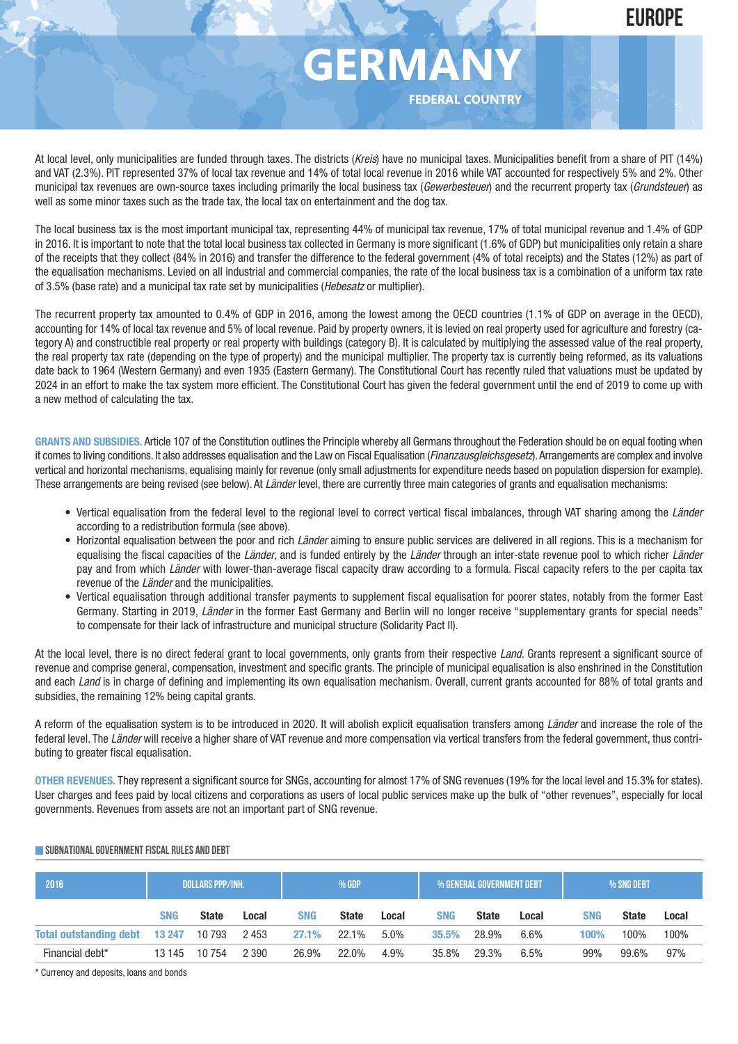# GERMANY

FEDERAL COUNTRY

At local level, only municipalities are funded through taxes. The districts (*Kreis*) have no municipal taxes. Municipalities benefit from a share of PIT (14%) and VAT (2.3%). PIT represented 37% of local tax revenue and 14% of total local revenue in 2016 while VAT accounted for respectively 5% and 2%. Other municipal tax revenues are own-source taxes including primarily the local business tax (*Gewerbesteuer*) and the recurrent property tax (*Grundsteuer*) as well as some minor taxes such as the trade tax, the local tax on entertainment and the dog tax.

The local business tax is the most important municipal tax, representing 44% of municipal tax revenue, 17% of total municipal revenue and 1.4% of GDP in 2016. It is important to note that the total local business tax collected in Germany is more significant (1.6% of GDP) but municipalities only retain a share of the receipts that they collect (84% in 2016) and transfer the difference to the federal government (4% of total receipts) and the States (12%) as part of the equalisation mechanisms. Levied on all industrial and commercial companies, the rate of the local business tax is a combination of a uniform tax rate of 3.5% (base rate) and a municipal tax rate set by municipalities (*Hebesatz* or multiplier).

The recurrent property tax amounted to 0.4% of GDP in 2016, among the lowest among the OECD countries (1.1% of GDP on average in the OECD), accounting for 14% of local tax revenue and 5% of local revenue. Paid by property owners, it is levied on real property used for agriculture and forestry (category A) and constructible real property or real property with buildings (category B). It is calculated by multiplying the assessed value of the real property, the real property tax rate (depending on the type of property) and the municipal multiplier. The property tax is currently being reformed, as its valuations date back to 1964 (Western Germany) and even 1935 (Eastern Germany). The Constitutional Court has recently ruled that valuations must be updated by 2024 in an effort to make the tax system more efficient. The Constitutional Court has given the federal government until the end of 2019 to come up with a new method of calculating the tax.

**GRANTS AND SUBSIDIES.** Article 107 of the Constitution outlines the Principle whereby all Germans throughout the Federation should be on equal footing when it comes to living conditions. It also addresses equalisation and the Law on Fiscal Equalisation (*Finanzausgleichsgesetz*). Arrangements are complex and involve vertical and horizontal mechanisms, equalising mainly for revenue (only small adjustments for expenditure needs based on population dispersion for example). These arrangements are being revised (see below). At *Länder* level, there are currently three main categories of grants and equalisation mechanisms:

- Vertical equalisation from the federal level to the regional level to correct vertical fiscal imbalances, through VAT sharing among the *Länder* according to a redistribution formula (see above).
- Horizontal equalisation between the poor and rich *Länder* aiming to ensure public services are delivered in all regions. This is a mechanism for equalising the fiscal capacities of the *Länder*, and is funded entirely by the *Länder* through an inter-state revenue pool to which richer *Länder* pay and from which *Länder* with lower-than-average fiscal capacity draw according to a formula. Fiscal capacity refers to the per capita tax revenue of the *Länder* and the municipalities.
- Vertical equalisation through additional transfer payments to supplement fiscal equalisation for poorer states, notably from the former East Germany. Starting in 2019, *Länder* in the former East Germany and Berlin will no longer receive "supplementary grants for special needs" to compensate for their lack of infrastructure and municipal structure (Solidarity Pact II).

At the local level, there is no direct federal grant to local governments, only grants from their respective *Land*. Grants represent a significant source of revenue and comprise general, compensation, investment and specific grants. The principle of municipal equalisation is also enshrined in the Constitution and each *Land* is in charge of defining and implementing its own equalisation mechanism. Overall, current grants accounted for 88% of total grants and subsidies, the remaining 12% being capital grants.

A reform of the equalisation system is to be introduced in 2020. It will abolish explicit equalisation transfers among *Länder* and increase the role of the federal level. The *Länder* will receive a higher share of VAT revenue and more compensation via vertical transfers from the federal government, thus contributing to greater fiscal equalisation.

**OTHER REVENUES.** They represent a significant source for SNGs, accounting for almost 17% of SNG revenues (19% for the local level and 15.3% for states). User charges and fees paid by local citizens and corporations as users of local public services make up the bulk of "other revenues", especially for local governments. Revenues from assets are not an important part of SNG revenue.

## SUBNATIONAL GOVERNMENT FISCAL RULES AND DEBT

| 2016 | DOLLARS PPP/INH. | | | % GDP | | | % GENERAL GOVERNMENT DEBT | | | % SNG DEBT | | |
|---|---|---|---|---|---|---|---|---|---|---|---|---|
| | SNG | State | Local | SNG | State | Local | SNG | State | Local | SNG | State | Local |
| **Total outstanding debt** | **13 247** | 10 793 | 2 453 | **27.1%** | 22.1% | 5.0% | **35.5%** | 28.9% | 6.6% | **100%** | 100% | 100% |
| Financial debt* | 13 145 | 10 754 | 2 390 | 26.9% | 22.0% | 4.9% | 35.8% | 29.3% | 6.5% | 99% | 99.6% | 97% |

\* Currency and deposits, loans and bonds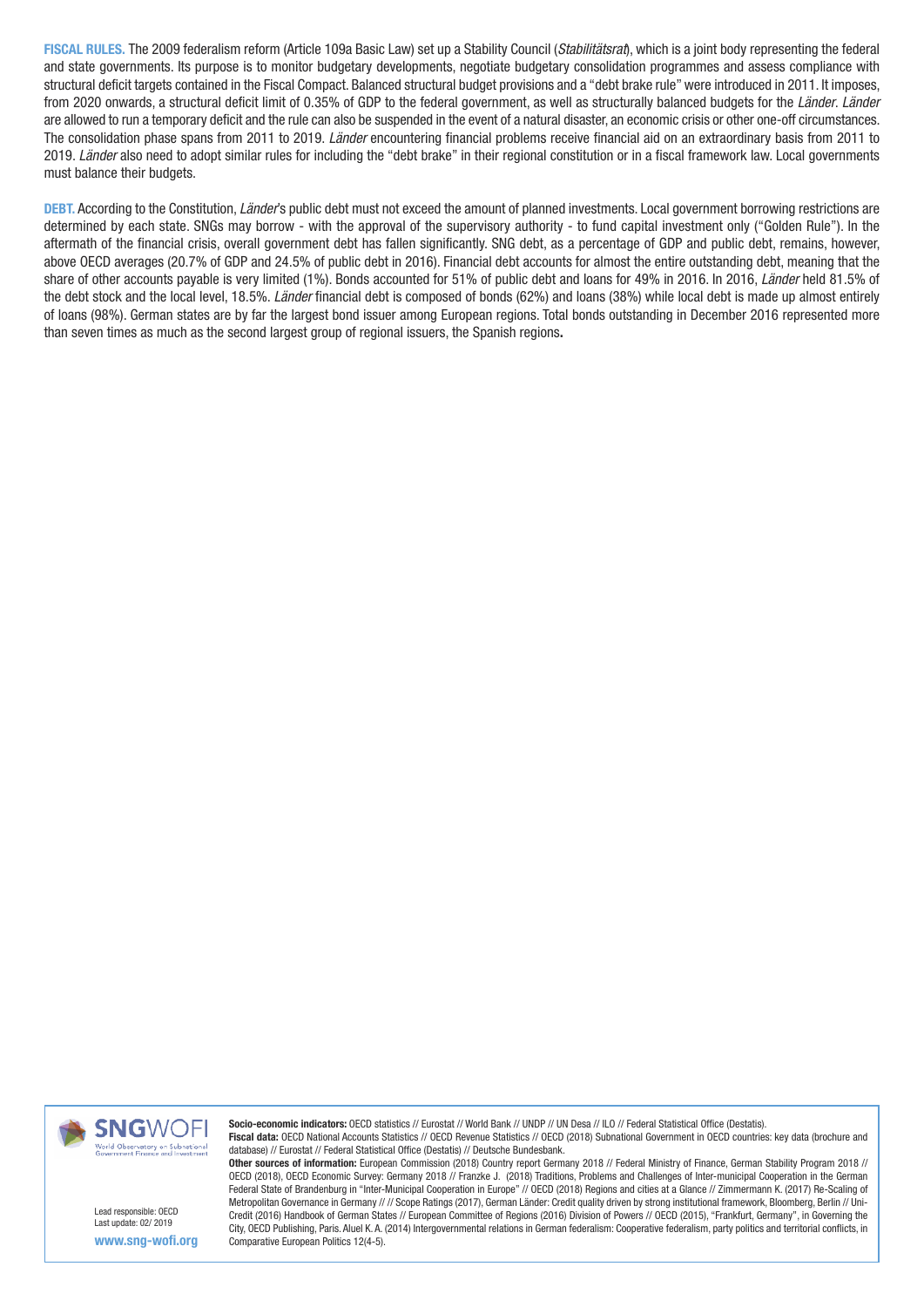**FISCAL RULES.** The 2009 federalism reform (Article 109a Basic Law) set up a Stability Council (*Stabilitätsrat*), which is a joint body representing the federal and state governments. Its purpose is to monitor budgetary developments, negotiate budgetary consolidation programmes and assess compliance with structural deficit targets contained in the Fiscal Compact. Balanced structural budget provisions and a "debt brake rule" were introduced in 2011. It imposes, from 2020 onwards, a structural deficit limit of 0.35% of GDP to the federal government, as well as structurally balanced budgets for the *Länder*. *Länder* are allowed to run a temporary deficit and the rule can also be suspended in the event of a natural disaster, an economic crisis or other one-off circumstances. The consolidation phase spans from 2011 to 2019. *Länder* encountering financial problems receive financial aid on an extraordinary basis from 2011 to 2019. *Länder* also need to adopt similar rules for including the "debt brake" in their regional constitution or in a fiscal framework law. Local governments must balance their budgets.

**DEBT.** According to the Constitution, *Länder*'s public debt must not exceed the amount of planned investments. Local government borrowing restrictions are determined by each state. SNGs may borrow - with the approval of the supervisory authority - to fund capital investment only ("Golden Rule"). In the aftermath of the financial crisis, overall government debt has fallen significantly. SNG debt, as a percentage of GDP and public debt, remains, however, above OECD averages (20.7% of GDP and 24.5% of public debt in 2016). Financial debt accounts for almost the entire outstanding debt, meaning that the share of other accounts payable is very limited (1%). Bonds accounted for 51% of public debt and loans for 49% in 2016. In 2016, *Länder* held 81.5% of the debt stock and the local level, 18.5%. *Länder* financial debt is composed of bonds (62%) and loans (38%) while local debt is made up almost entirely of loans (98%). German states are by far the largest bond issuer among European regions. Total bonds outstanding in December 2016 represented more than seven times as much as the second largest group of regional issuers, the Spanish regions**.**

SNGWOFI
World Observatory on Subnational Government Finance and Investment

Lead responsible: OECD
Last update: 02/ 2019

www.sng-wofi.org

**Socio-economic indicators:** OECD statistics // Eurostat // World Bank // UNDP // UN Desa // ILO // Federal Statistical Office (Destatis).

**Fiscal data:** OECD National Accounts Statistics // OECD Revenue Statistics // OECD (2018) Subnational Government in OECD countries: key data (brochure and database) // Eurostat // Federal Statistical Office (Destatis) // Deutsche Bundesbank.

**Other sources of information:** European Commission (2018) Country report Germany 2018 // Federal Ministry of Finance, German Stability Program 2018 // OECD (2018), OECD Economic Survey: Germany 2018 // Franzke J. (2018) Traditions, Problems and Challenges of Inter-municipal Cooperation in the German Federal State of Brandenburg in "Inter-Municipal Cooperation in Europe" // OECD (2018) Regions and cities at a Glance // Zimmermann K. (2017) Re-Scaling of Metropolitan Governance in Germany // // Scope Ratings (2017), German Länder: Credit quality driven by strong institutional framework, Bloomberg, Berlin // Uni-Credit (2016) Handbook of German States // European Committee of Regions (2016) Division of Powers // OECD (2015), "Frankfurt, Germany", in Governing the City, OECD Publishing, Paris. Aluel K. A. (2014) Intergovernmental relations in German federalism: Cooperative federalism, party politics and territorial conflicts, in Comparative European Politics 12(4-5).